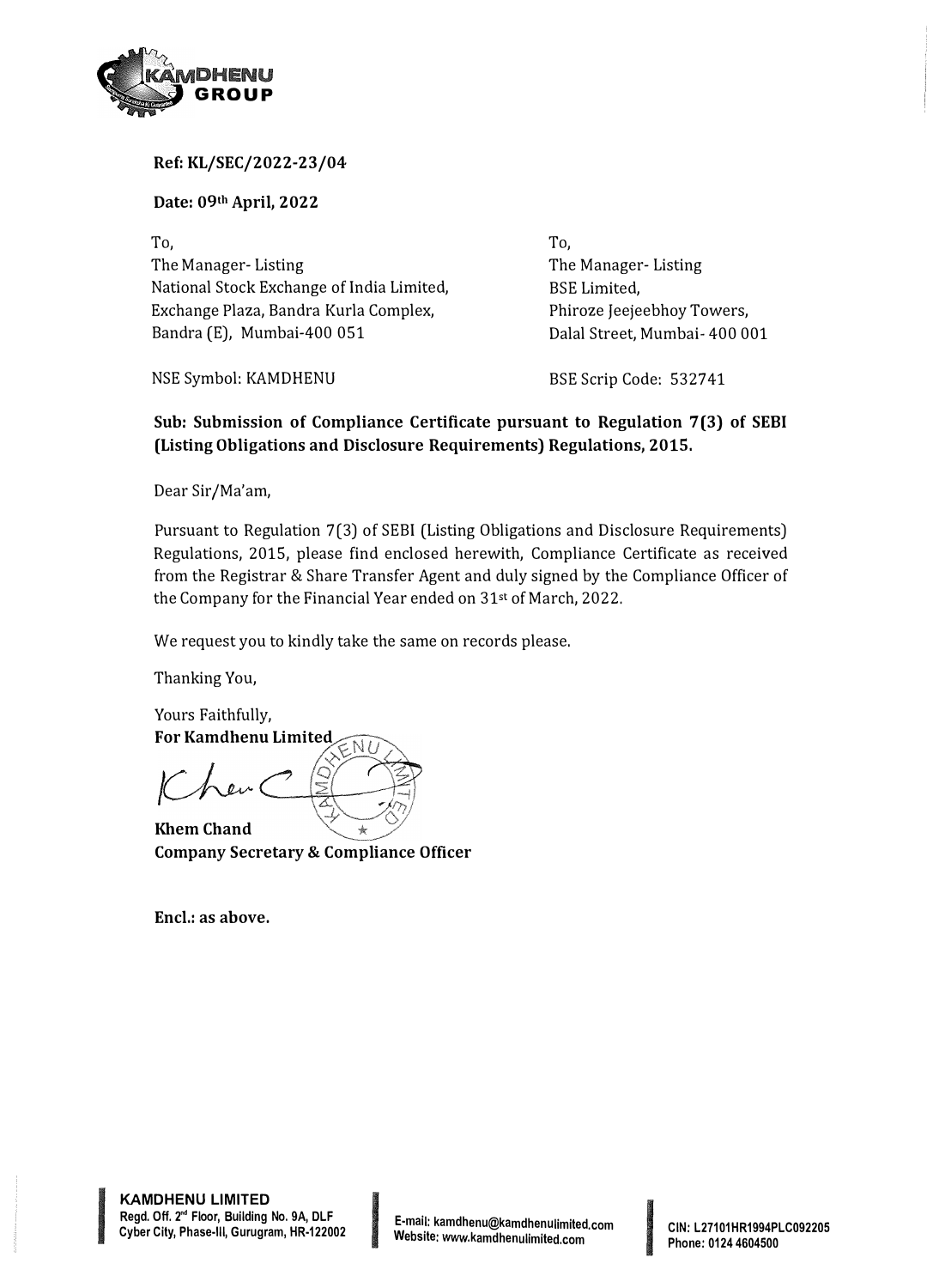**Ref: KL/SEC/2022-23/04**

**Date: 09th April, 2022**

To,
The Manager- Listing
National Stock Exchange of India Limited,
Exchange Plaza, Bandra Kurla Complex,
Bandra (E), Mumbai-400 051

NSE Symbol: KAMDHENU

To,
The Manager- Listing
BSE Limited,
Phiroze Jeejeebhoy Towers,
Dalal Street, Mumbai- 400 001

BSE Scrip Code: 532741

**Sub: Submission of Compliance Certificate pursuant to Regulation 7(3) of SEBI (Listing Obligations and Disclosure Requirements) Regulations, 2015.**

Dear Sir/Ma'am,

Pursuant to Regulation 7(3) of SEBI (Listing Obligations and Disclosure Requirements) Regulations, 2015, please find enclosed herewith, Compliance Certificate as received from the Registrar & Share Transfer Agent and duly signed by the Compliance Officer of the Company for the Financial Year ended on 31st of March, 2022.

We request you to kindly take the same on records please.

Thanking You,

Yours Faithfully,
**For Kamdhenu Limited**

**Khem Chand**
**Company Secretary & Compliance Officer**

**Encl.: as above.**

**KAMDHENU LIMITED**
Regd. Off. 2nd Floor, Building No. 9A, DLF Cyber City, Phase-III, Gurugram, HR-122002

E-mail: kamdhenu@kamdhenulimited.com
Website: www.kamdhenulimited.com

CIN: L27101HR1994PLC092205
Phone: 0124 4604500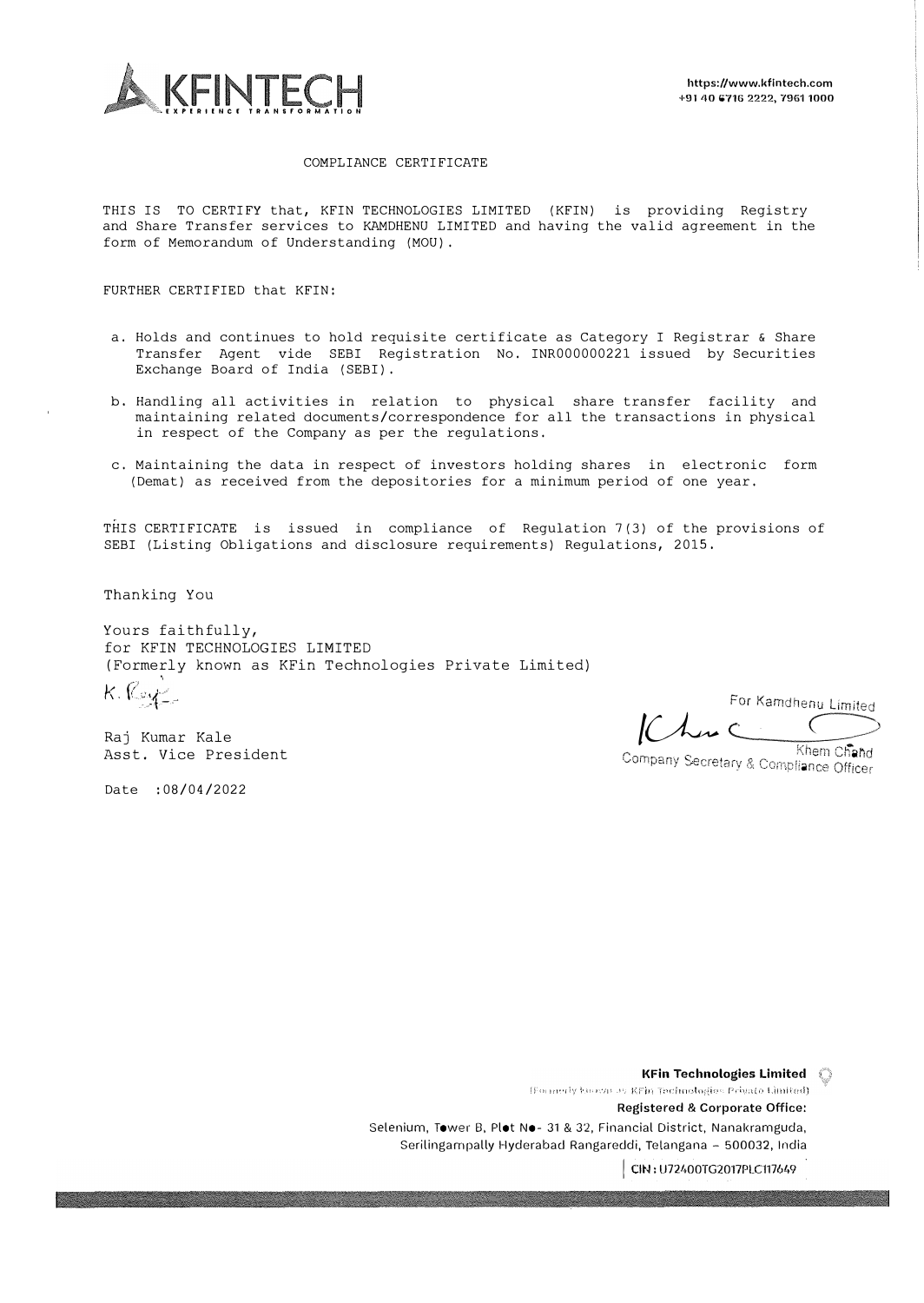KFINTECH
EXPERIENCE TRANSFORMATION

https://www.kfintech.com
+91 40 6716 2222, 7961 1000

# COMPLIANCE CERTIFICATE

THIS IS TO CERTIFY that, KFIN TECHNOLOGIES LIMITED (KFIN) is providing Registry and Share Transfer services to KAMDHENU LIMITED and having the valid agreement in the form of Memorandum of Understanding (MOU).

FURTHER CERTIFIED that KFIN:

a. Holds and continues to hold requisite certificate as Category I Registrar & Share Transfer Agent vide SEBI Registration No. INR000000221 issued by Securities Exchange Board of India (SEBI).

b. Handling all activities in relation to physical share transfer facility and maintaining related documents/correspondence for all the transactions in physical in respect of the Company as per the regulations.

c. Maintaining the data in respect of investors holding shares in electronic form (Demat) as received from the depositories for a minimum period of one year.

THIS CERTIFICATE is issued in compliance of Regulation 7(3) of the provisions of SEBI (Listing Obligations and disclosure requirements) Regulations, 2015.

Thanking You

Yours faithfully,
for KFIN TECHNOLOGIES LIMITED
(Formerly known as KFin Technologies Private Limited)

Raj Kumar Kale
Asst. Vice President

Date :08/04/2022

For Kamdhenu Limited

Khem Chand
Company Secretary & Compliance Officer

**KFin Technologies Limited**
(Formerly known as KFin Technologies Private Limited)
**Registered & Corporate Office:**
Selenium, Tower B, Plot No- 31 & 32, Financial District, Nanakramguda,
Serilingampally Hyderabad Rangareddi, Telangana – 500032, India
CIN : U72400TG2017PLC117649